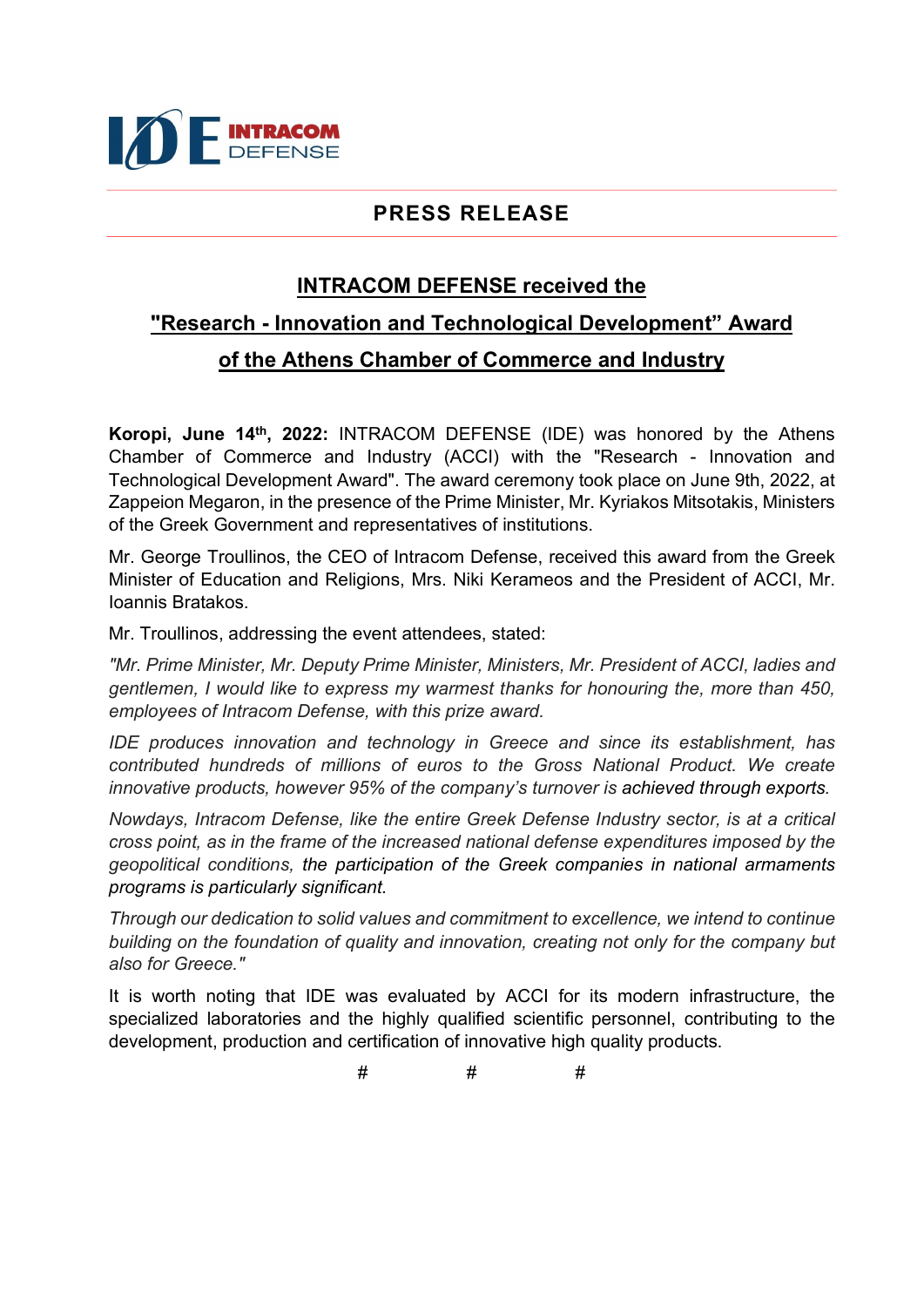INTRACOM DEFENSE

## PRESS RELEASE

# INTRACOM DEFENSE received the "Research - Innovation and Technological Development" Award of the Athens Chamber of Commerce and Industry

**Koropi, June 14th, 2022:** INTRACOM DEFENSE (IDE) was honored by the Athens Chamber of Commerce and Industry (ACCI) with the "Research - Innovation and Technological Development Award". The award ceremony took place on June 9th, 2022, at Zappeion Megaron, in the presence of the Prime Minister, Mr. Kyriakos Mitsotakis, Ministers of the Greek Government and representatives of institutions.

Mr. George Troullinos, the CEO of Intracom Defense, received this award from the Greek Minister of Education and Religions, Mrs. Niki Kerameos and the President of ACCI, Mr. Ioannis Bratakos.

Mr. Troullinos, addressing the event attendees, stated:

*"Mr. Prime Minister, Mr. Deputy Prime Minister, Ministers, Mr. President of ACCI, ladies and gentlemen, I would like to express my warmest thanks for honouring the, more than 450, employees of Intracom Defense, with this prize award.*

*IDE produces innovation and technology in Greece and since its establishment, has contributed hundreds of millions of euros to the Gross National Product. We create innovative products, however 95% of the company's turnover is achieved through exports.*

*Nowdays, Intracom Defense, like the entire Greek Defense Industry sector, is at a critical cross point, as in the frame of the increased national defense expenditures imposed by the geopolitical conditions, the participation of the Greek companies in national armaments programs is particularly significant.*

*Through our dedication to solid values and commitment to excellence, we intend to continue building on the foundation of quality and innovation, creating not only for the company but also for Greece."*

It is worth noting that IDE was evaluated by ACCI for its modern infrastructure, the specialized laboratories and the highly qualified scientific personnel, contributing to the development, production and certification of innovative high quality products.

# # #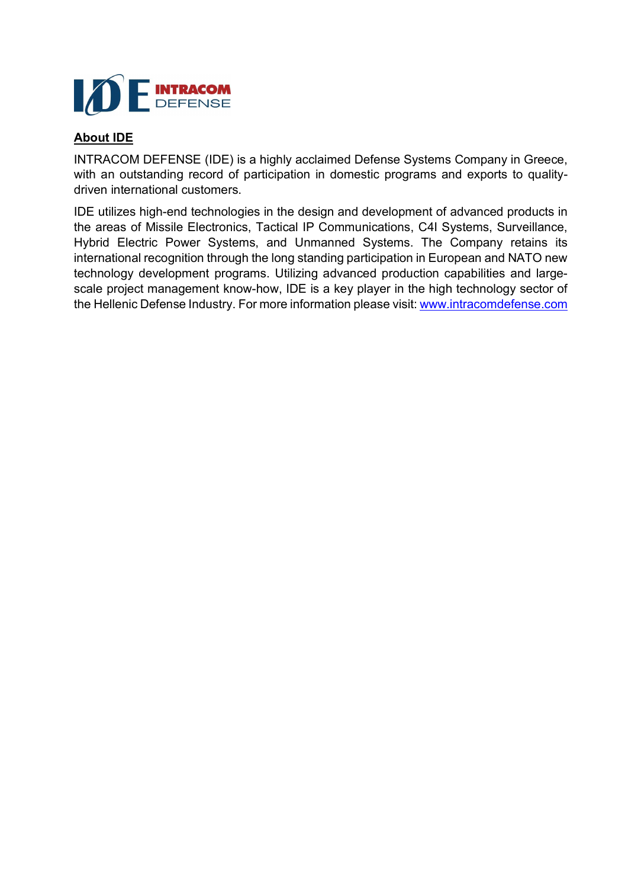## About IDE

INTRACOM DEFENSE (IDE) is a highly acclaimed Defense Systems Company in Greece, with an outstanding record of participation in domestic programs and exports to quality-driven international customers.

IDE utilizes high-end technologies in the design and development of advanced products in the areas of Missile Electronics, Tactical IP Communications, C4I Systems, Surveillance, Hybrid Electric Power Systems, and Unmanned Systems. The Company retains its international recognition through the long standing participation in European and NATO new technology development programs. Utilizing advanced production capabilities and large-scale project management know-how, IDE is a key player in the high technology sector of the Hellenic Defense Industry. For more information please visit: [www.intracomdefense.com](http://www.intracomdefense.com)